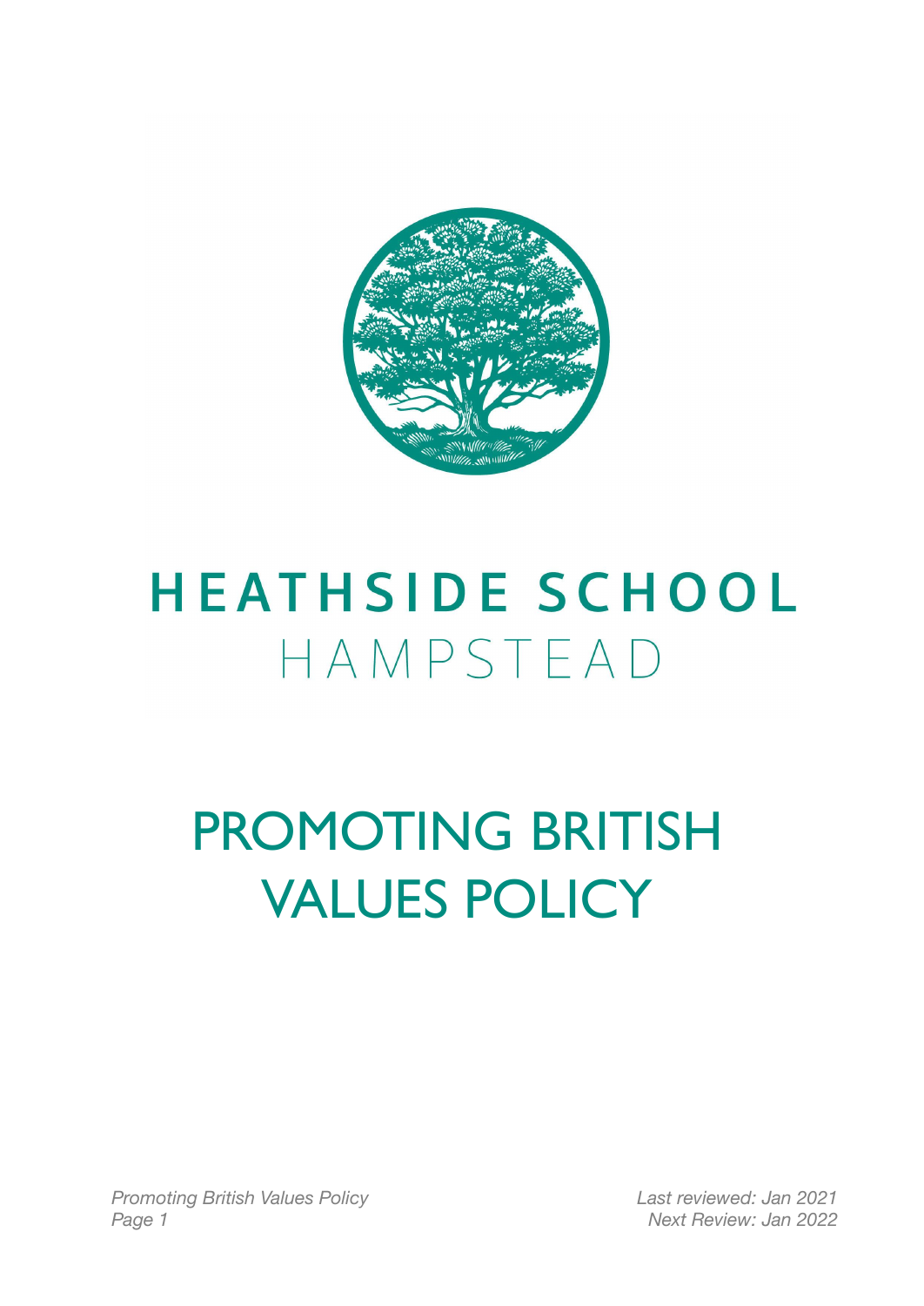# HEATHSIDE SCHOOL

HAMPSTEAD

# PROMOTING BRITISH VALUES POLICY

*Last reviewed: Jan 2021*
*Next Review: Jan 2022*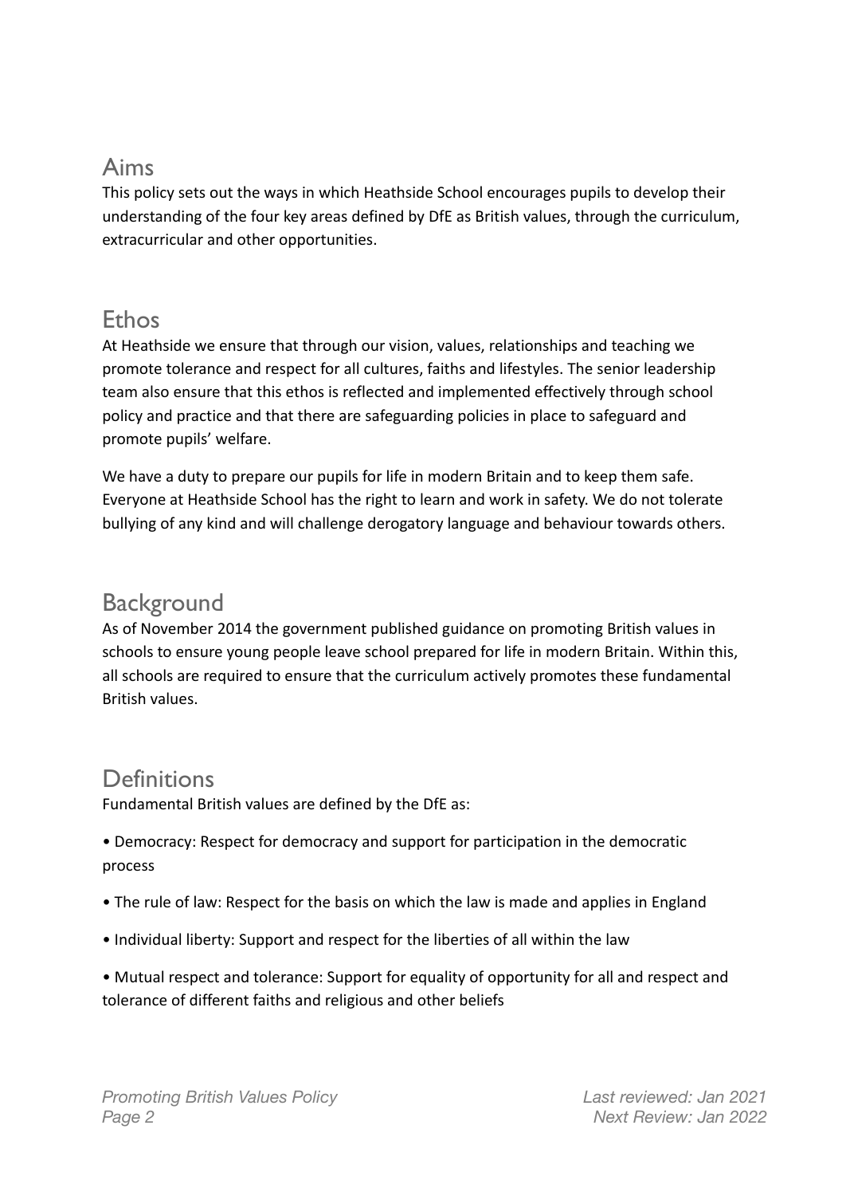## Aims

This policy sets out the ways in which Heathside School encourages pupils to develop their understanding of the four key areas defined by DfE as British values, through the curriculum, extracurricular and other opportunities.

## Ethos

At Heathside we ensure that through our vision, values, relationships and teaching we promote tolerance and respect for all cultures, faiths and lifestyles. The senior leadership team also ensure that this ethos is reflected and implemented effectively through school policy and practice and that there are safeguarding policies in place to safeguard and promote pupils' welfare.

We have a duty to prepare our pupils for life in modern Britain and to keep them safe. Everyone at Heathside School has the right to learn and work in safety. We do not tolerate bullying of any kind and will challenge derogatory language and behaviour towards others.

## Background

As of November 2014 the government published guidance on promoting British values in schools to ensure young people leave school prepared for life in modern Britain. Within this, all schools are required to ensure that the curriculum actively promotes these fundamental British values.

## Definitions

Fundamental British values are defined by the DfE as:

- Democracy: Respect for democracy and support for participation in the democratic process
- The rule of law: Respect for the basis on which the law is made and applies in England
- Individual liberty: Support and respect for the liberties of all within the law
- Mutual respect and tolerance: Support for equality of opportunity for all and respect and tolerance of different faiths and religious and other beliefs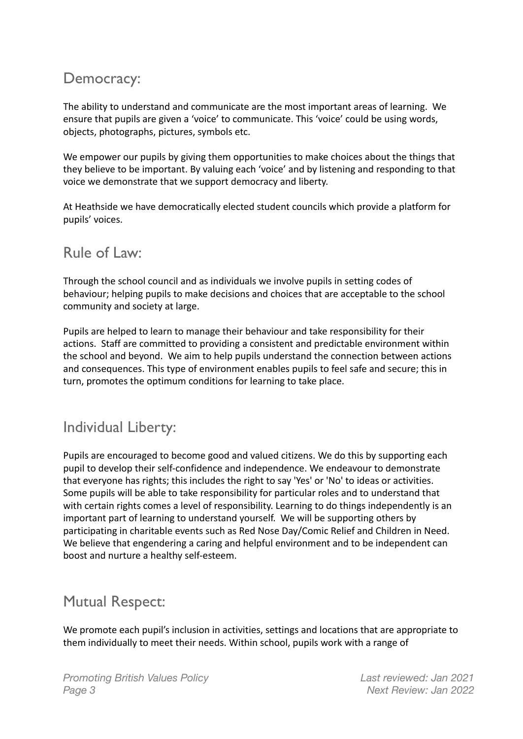## Democracy:

The ability to understand and communicate are the most important areas of learning. We ensure that pupils are given a 'voice' to communicate. This 'voice' could be using words, objects, photographs, pictures, symbols etc.

We empower our pupils by giving them opportunities to make choices about the things that they believe to be important. By valuing each 'voice' and by listening and responding to that voice we demonstrate that we support democracy and liberty.

At Heathside we have democratically elected student councils which provide a platform for pupils' voices.

## Rule of Law:

Through the school council and as individuals we involve pupils in setting codes of behaviour; helping pupils to make decisions and choices that are acceptable to the school community and society at large.

Pupils are helped to learn to manage their behaviour and take responsibility for their actions. Staff are committed to providing a consistent and predictable environment within the school and beyond. We aim to help pupils understand the connection between actions and consequences. This type of environment enables pupils to feel safe and secure; this in turn, promotes the optimum conditions for learning to take place.

## Individual Liberty:

Pupils are encouraged to become good and valued citizens. We do this by supporting each pupil to develop their self-confidence and independence. We endeavour to demonstrate that everyone has rights; this includes the right to say 'Yes' or 'No' to ideas or activities. Some pupils will be able to take responsibility for particular roles and to understand that with certain rights comes a level of responsibility. Learning to do things independently is an important part of learning to understand yourself. We will be supporting others by participating in charitable events such as Red Nose Day/Comic Relief and Children in Need. We believe that engendering a caring and helpful environment and to be independent can boost and nurture a healthy self-esteem.

## Mutual Respect:

We promote each pupil's inclusion in activities, settings and locations that are appropriate to them individually to meet their needs. Within school, pupils work with a range of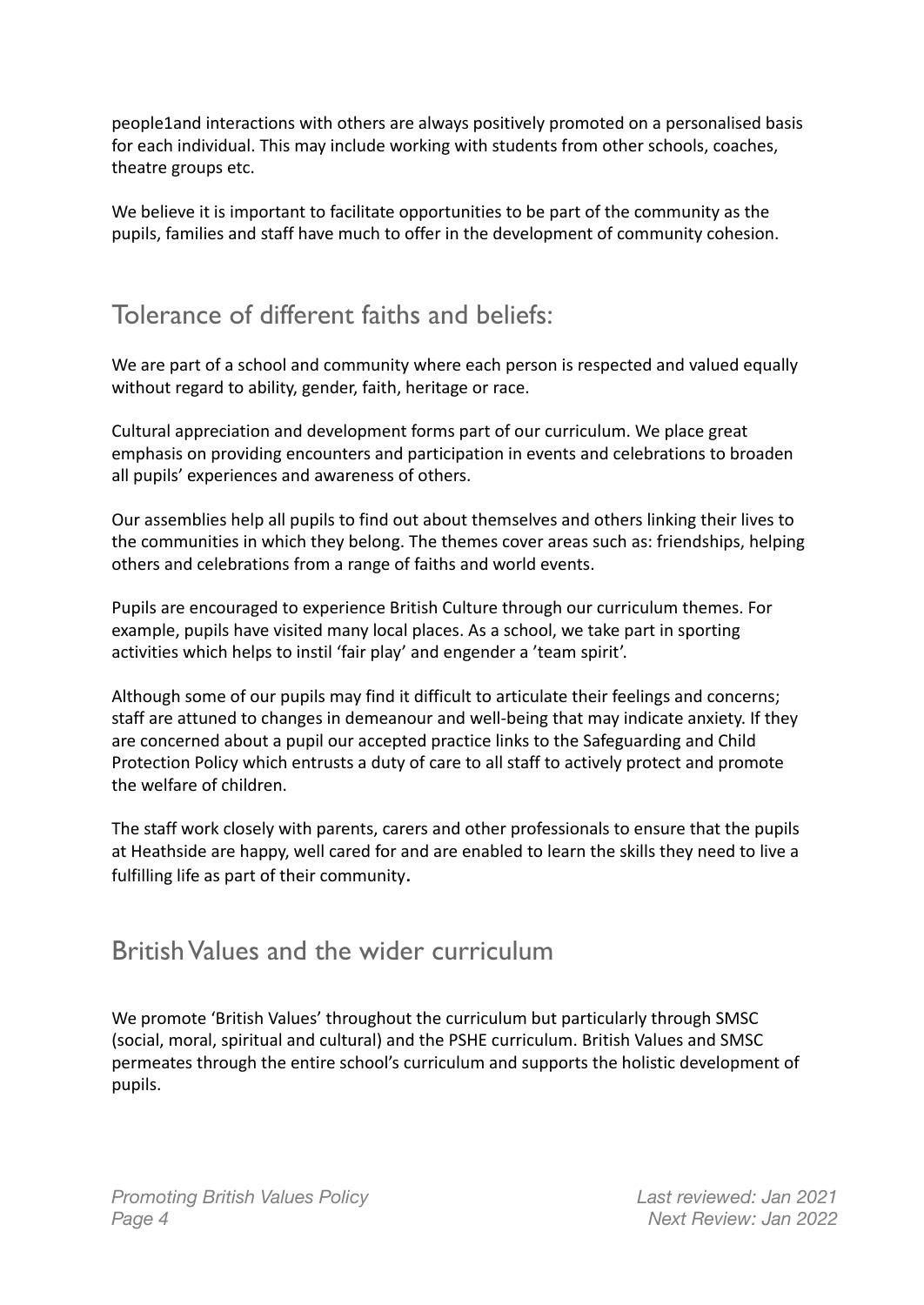people1and interactions with others are always positively promoted on a personalised basis for each individual. This may include working with students from other schools, coaches, theatre groups etc.

We believe it is important to facilitate opportunities to be part of the community as the pupils, families and staff have much to offer in the development of community cohesion.

## Tolerance of different faiths and beliefs:

We are part of a school and community where each person is respected and valued equally without regard to ability, gender, faith, heritage or race.

Cultural appreciation and development forms part of our curriculum. We place great emphasis on providing encounters and participation in events and celebrations to broaden all pupils' experiences and awareness of others.

Our assemblies help all pupils to find out about themselves and others linking their lives to the communities in which they belong. The themes cover areas such as: friendships, helping others and celebrations from a range of faiths and world events.

Pupils are encouraged to experience British Culture through our curriculum themes. For example, pupils have visited many local places. As a school, we take part in sporting activities which helps to instil 'fair play' and engender a 'team spirit'.

Although some of our pupils may find it difficult to articulate their feelings and concerns; staff are attuned to changes in demeanour and well-being that may indicate anxiety. If they are concerned about a pupil our accepted practice links to the Safeguarding and Child Protection Policy which entrusts a duty of care to all staff to actively protect and promote the welfare of children.

The staff work closely with parents, carers and other professionals to ensure that the pupils at Heathside are happy, well cared for and are enabled to learn the skills they need to live a fulfilling life as part of their community.

## British Values and the wider curriculum

We promote 'British Values' throughout the curriculum but particularly through SMSC (social, moral, spiritual and cultural) and the PSHE curriculum. British Values and SMSC permeates through the entire school's curriculum and supports the holistic development of pupils.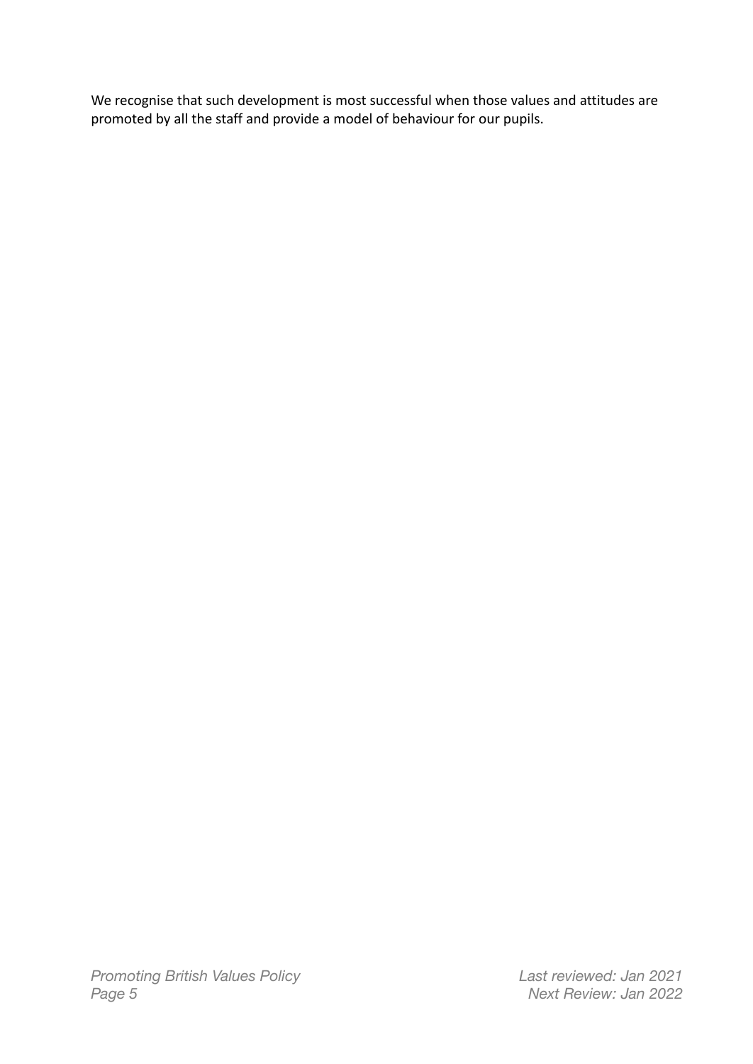We recognise that such development is most successful when those values and attitudes are promoted by all the staff and provide a model of behaviour for our pupils.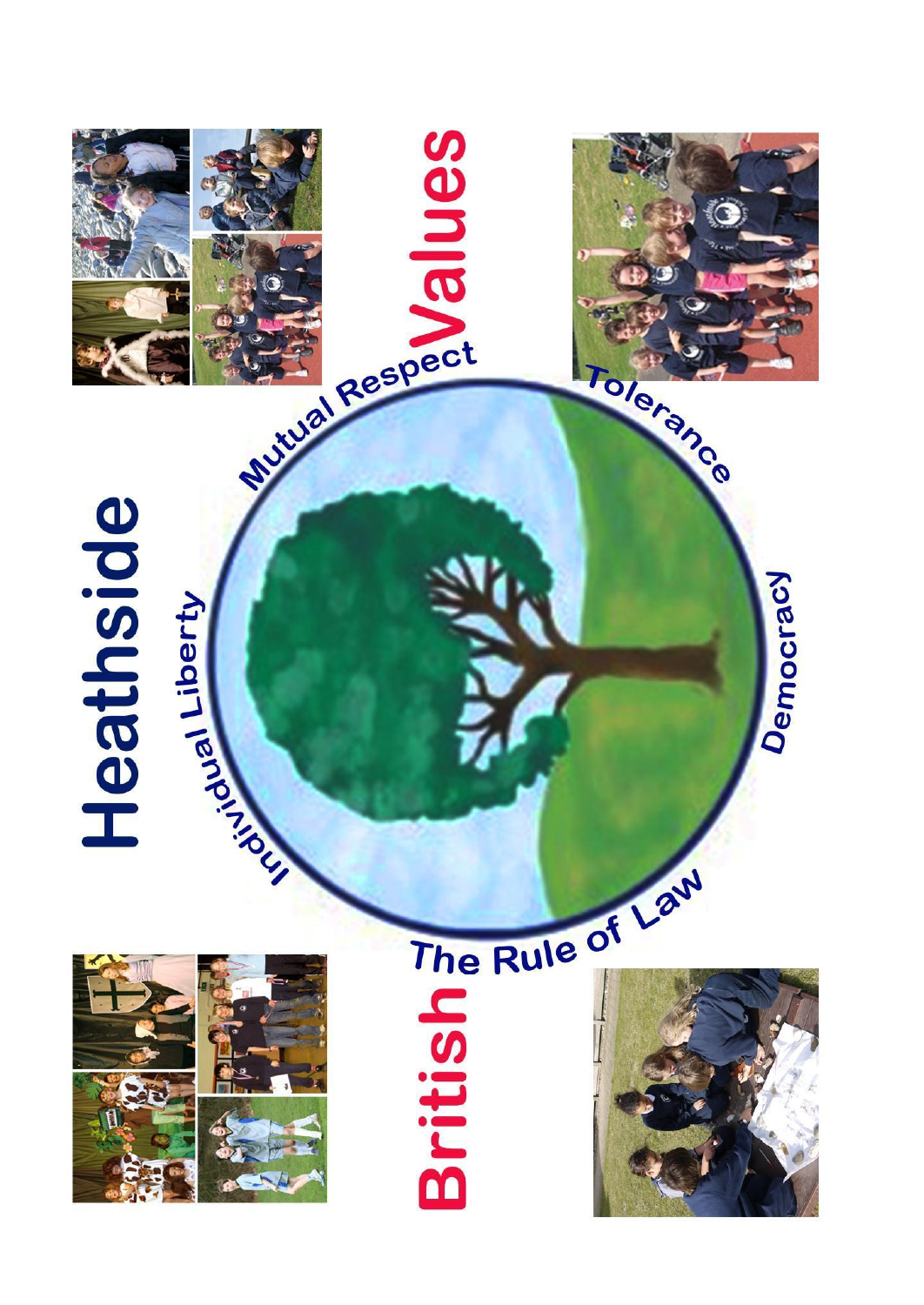# Heathside British Values

Mutual Respect

Tolerance

Democracy

The Rule of Law

Individual Liberty